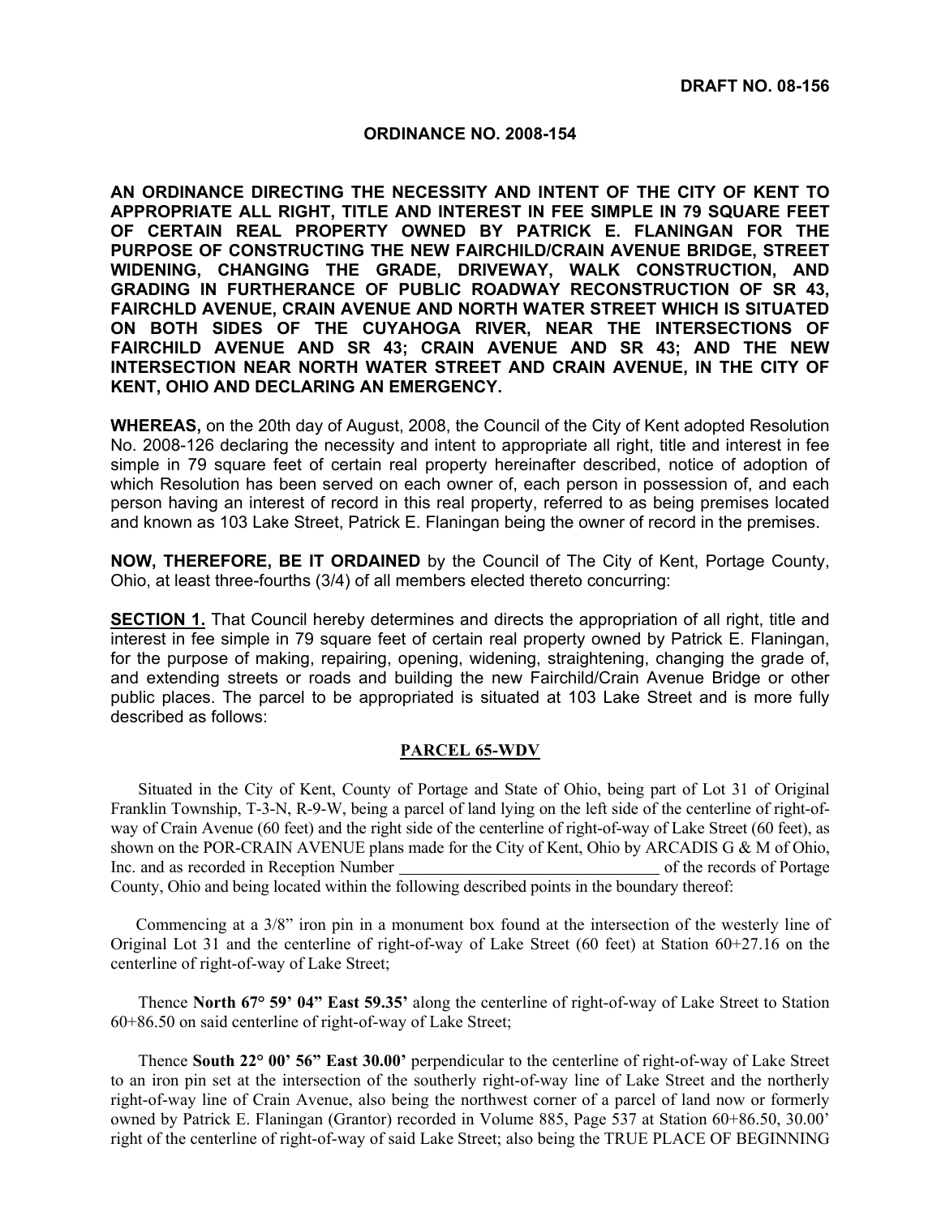**DRAFT NO. 08-156**

**ORDINANCE NO. 2008-154**

**AN ORDINANCE DIRECTING THE NECESSITY AND INTENT OF THE CITY OF KENT TO APPROPRIATE ALL RIGHT, TITLE AND INTEREST IN FEE SIMPLE IN 79 SQUARE FEET OF CERTAIN REAL PROPERTY OWNED BY PATRICK E. FLANINGAN FOR THE PURPOSE OF CONSTRUCTING THE NEW FAIRCHILD/CRAIN AVENUE BRIDGE, STREET WIDENING, CHANGING THE GRADE, DRIVEWAY, WALK CONSTRUCTION, AND GRADING IN FURTHERANCE OF PUBLIC ROADWAY RECONSTRUCTION OF SR 43, FAIRCHLD AVENUE, CRAIN AVENUE AND NORTH WATER STREET WHICH IS SITUATED ON BOTH SIDES OF THE CUYAHOGA RIVER, NEAR THE INTERSECTIONS OF FAIRCHILD AVENUE AND SR 43; CRAIN AVENUE AND SR 43; AND THE NEW INTERSECTION NEAR NORTH WATER STREET AND CRAIN AVENUE, IN THE CITY OF KENT, OHIO AND DECLARING AN EMERGENCY.**

**WHEREAS,** on the 20th day of August, 2008, the Council of the City of Kent adopted Resolution No. 2008-126 declaring the necessity and intent to appropriate all right, title and interest in fee simple in 79 square feet of certain real property hereinafter described, notice of adoption of which Resolution has been served on each owner of, each person in possession of, and each person having an interest of record in this real property, referred to as being premises located and known as 103 Lake Street, Patrick E. Flaningan being the owner of record in the premises.

**NOW, THEREFORE, BE IT ORDAINED** by the Council of The City of Kent, Portage County, Ohio, at least three-fourths (3/4) of all members elected thereto concurring:

**SECTION 1.** That Council hereby determines and directs the appropriation of all right, title and interest in fee simple in 79 square feet of certain real property owned by Patrick E. Flaningan, for the purpose of making, repairing, opening, widening, straightening, changing the grade of, and extending streets or roads and building the new Fairchild/Crain Avenue Bridge or other public places. The parcel to be appropriated is situated at 103 Lake Street and is more fully described as follows:

**PARCEL 65-WDV**

Situated in the City of Kent, County of Portage and State of Ohio, being part of Lot 31 of Original Franklin Township, T-3-N, R-9-W, being a parcel of land lying on the left side of the centerline of right-of-way of Crain Avenue (60 feet) and the right side of the centerline of right-of-way of Lake Street (60 feet), as shown on the POR-CRAIN AVENUE plans made for the City of Kent, Ohio by ARCADIS G & M of Ohio, Inc. and as recorded in Reception Number ______________________________ of the records of Portage County, Ohio and being located within the following described points in the boundary thereof:

Commencing at a 3/8" iron pin in a monument box found at the intersection of the westerly line of Original Lot 31 and the centerline of right-of-way of Lake Street (60 feet) at Station 60+27.16 on the centerline of right-of-way of Lake Street;

Thence **North 67° 59' 04" East 59.35'** along the centerline of right-of-way of Lake Street to Station 60+86.50 on said centerline of right-of-way of Lake Street;

Thence **South 22° 00' 56" East 30.00'** perpendicular to the centerline of right-of-way of Lake Street to an iron pin set at the intersection of the southerly right-of-way line of Lake Street and the northerly right-of-way line of Crain Avenue, also being the northwest corner of a parcel of land now or formerly owned by Patrick E. Flaningan (Grantor) recorded in Volume 885, Page 537 at Station 60+86.50, 30.00' right of the centerline of right-of-way of said Lake Street; also being the TRUE PLACE OF BEGINNING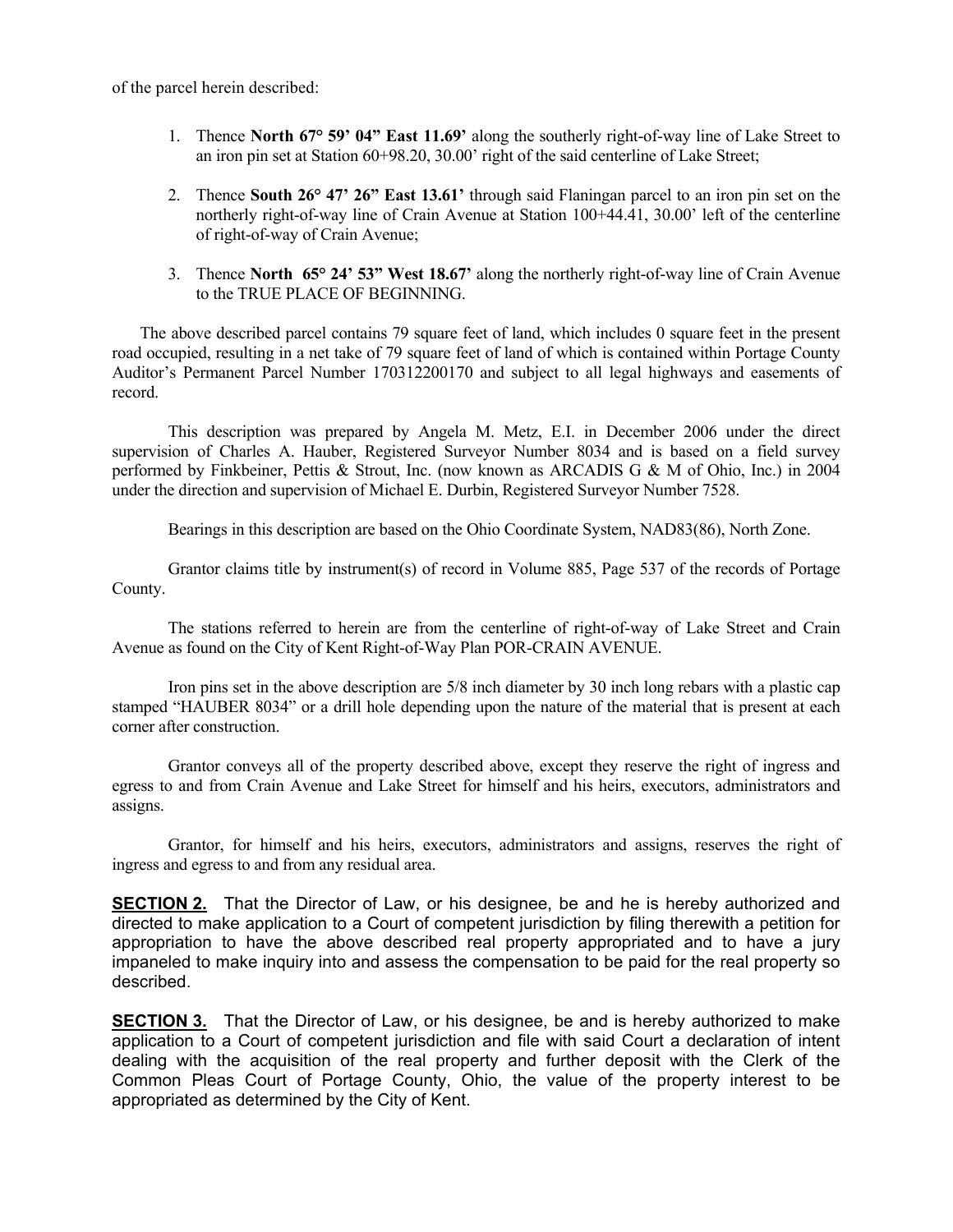of the parcel herein described:

1. Thence **North 67° 59' 04" East 11.69'** along the southerly right-of-way line of Lake Street to an iron pin set at Station 60+98.20, 30.00' right of the said centerline of Lake Street;

2. Thence **South 26° 47' 26" East 13.61'** through said Flaningan parcel to an iron pin set on the northerly right-of-way line of Crain Avenue at Station 100+44.41, 30.00' left of the centerline of right-of-way of Crain Avenue;

3. Thence **North 65° 24' 53" West 18.67'** along the northerly right-of-way line of Crain Avenue to the TRUE PLACE OF BEGINNING.

The above described parcel contains 79 square feet of land, which includes 0 square feet in the present road occupied, resulting in a net take of 79 square feet of land of which is contained within Portage County Auditor's Permanent Parcel Number 170312200170 and subject to all legal highways and easements of record.

This description was prepared by Angela M. Metz, E.I. in December 2006 under the direct supervision of Charles A. Hauber, Registered Surveyor Number 8034 and is based on a field survey performed by Finkbeiner, Pettis & Strout, Inc. (now known as ARCADIS G & M of Ohio, Inc.) in 2004 under the direction and supervision of Michael E. Durbin, Registered Surveyor Number 7528.

Bearings in this description are based on the Ohio Coordinate System, NAD83(86), North Zone.

Grantor claims title by instrument(s) of record in Volume 885, Page 537 of the records of Portage County.

The stations referred to herein are from the centerline of right-of-way of Lake Street and Crain Avenue as found on the City of Kent Right-of-Way Plan POR-CRAIN AVENUE.

Iron pins set in the above description are 5/8 inch diameter by 30 inch long rebars with a plastic cap stamped "HAUBER 8034" or a drill hole depending upon the nature of the material that is present at each corner after construction.

Grantor conveys all of the property described above, except they reserve the right of ingress and egress to and from Crain Avenue and Lake Street for himself and his heirs, executors, administrators and assigns.

Grantor, for himself and his heirs, executors, administrators and assigns, reserves the right of ingress and egress to and from any residual area.

**SECTION 2.** That the Director of Law, or his designee, be and he is hereby authorized and directed to make application to a Court of competent jurisdiction by filing therewith a petition for appropriation to have the above described real property appropriated and to have a jury impaneled to make inquiry into and assess the compensation to be paid for the real property so described.

**SECTION 3.** That the Director of Law, or his designee, be and is hereby authorized to make application to a Court of competent jurisdiction and file with said Court a declaration of intent dealing with the acquisition of the real property and further deposit with the Clerk of the Common Pleas Court of Portage County, Ohio, the value of the property interest to be appropriated as determined by the City of Kent.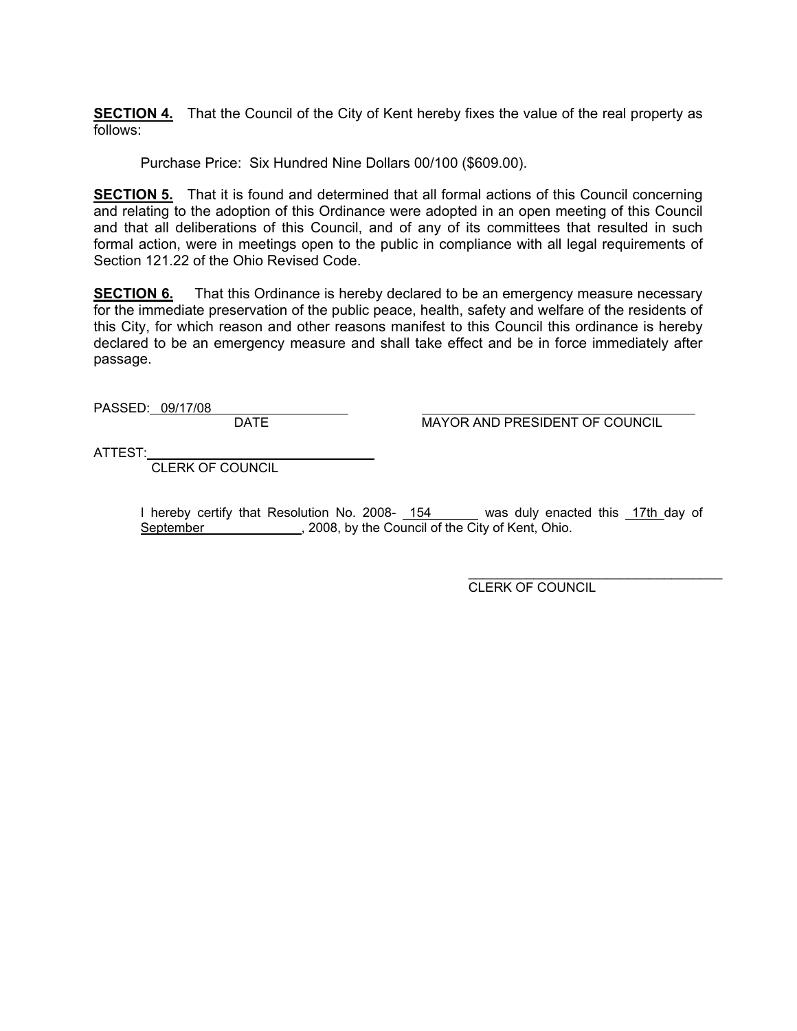**SECTION 4.** That the Council of the City of Kent hereby fixes the value of the real property as follows:

Purchase Price: Six Hundred Nine Dollars 00/100 ($609.00).

**SECTION 5.** That it is found and determined that all formal actions of this Council concerning and relating to the adoption of this Ordinance were adopted in an open meeting of this Council and that all deliberations of this Council, and of any of its committees that resulted in such formal action, were in meetings open to the public in compliance with all legal requirements of Section 121.22 of the Ohio Revised Code.

**SECTION 6.** That this Ordinance is hereby declared to be an emergency measure necessary for the immediate preservation of the public peace, health, safety and welfare of the residents of this City, for which reason and other reasons manifest to this Council this ordinance is hereby declared to be an emergency measure and shall take effect and be in force immediately after passage.

PASSED: 09/17/08
DATE

______________________________
MAYOR AND PRESIDENT OF COUNCIL

ATTEST: ______________________________
CLERK OF COUNCIL

I hereby certify that Resolution No. 2008- 154 was duly enacted this 17th day of September, 2008, by the Council of the City of Kent, Ohio.

______________________________
CLERK OF COUNCIL